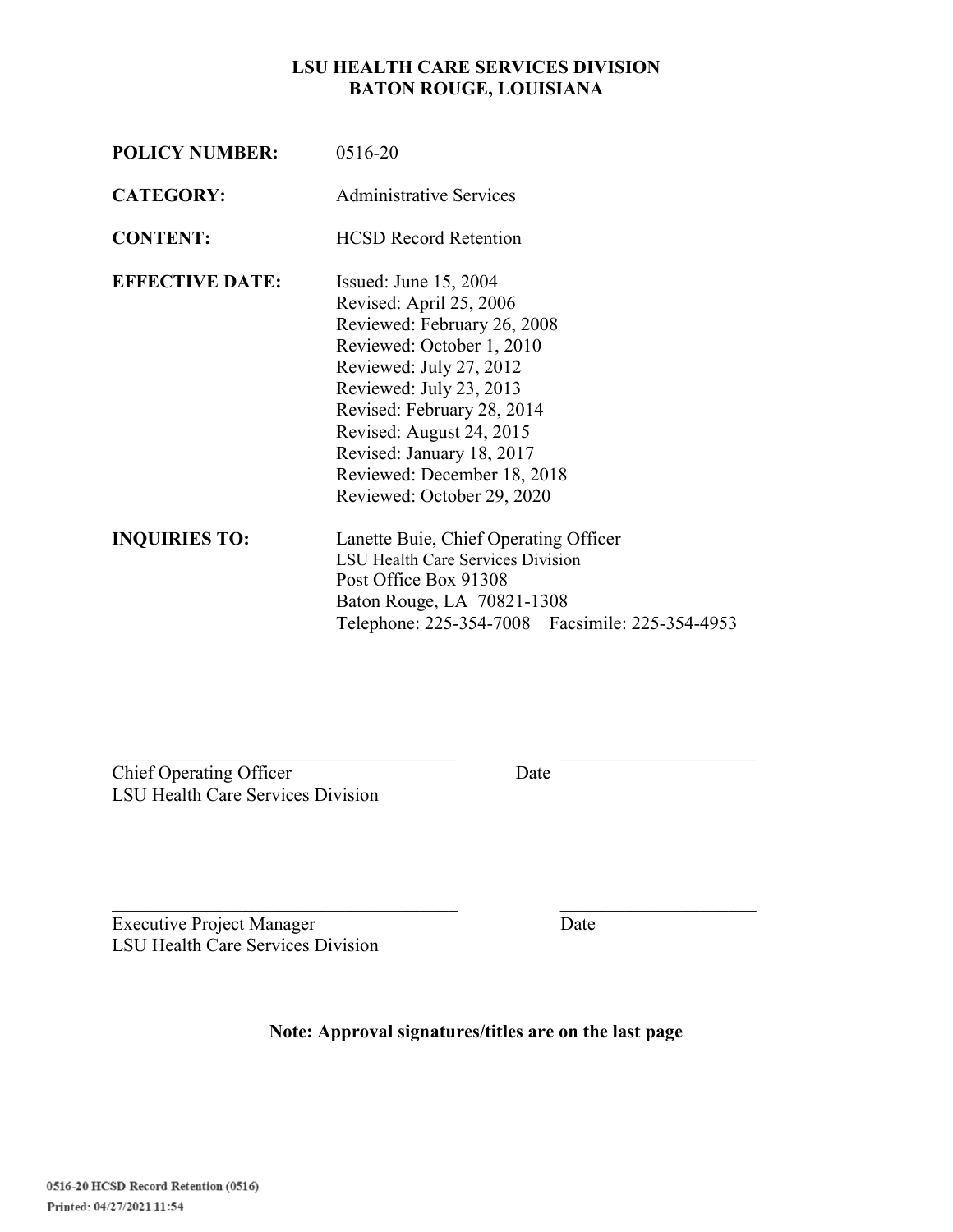# LSU HEALTH CARE SERVICES DIVISION
# BATON ROUGE, LOUISIANA

**POLICY NUMBER:** 0516-20

**CATEGORY:** Administrative Services

**CONTENT:** HCSD Record Retention

**EFFECTIVE DATE:**
Issued: June 15, 2004
Revised: April 25, 2006
Reviewed: February 26, 2008
Reviewed: October 1, 2010
Reviewed: July 27, 2012
Reviewed: July 23, 2013
Revised: February 28, 2014
Revised: August 24, 2015
Revised: January 18, 2017
Reviewed: December 18, 2018
Reviewed: October 29, 2020

**INQUIRIES TO:**
Lanette Buie, Chief Operating Officer
LSU Health Care Services Division
Post Office Box 91308
Baton Rouge, LA 70821-1308
Telephone: 225-354-7008 Facsimile: 225-354-4953

_____________________________________ _____________________

Chief Operating Officer Date
LSU Health Care Services Division

_____________________________________ _____________________

Executive Project Manager Date
LSU Health Care Services Division

**Note: Approval signatures/titles are on the last page**

0516-20 HCSD Record Retention (0516)
Printed: 04/27/2021 11:54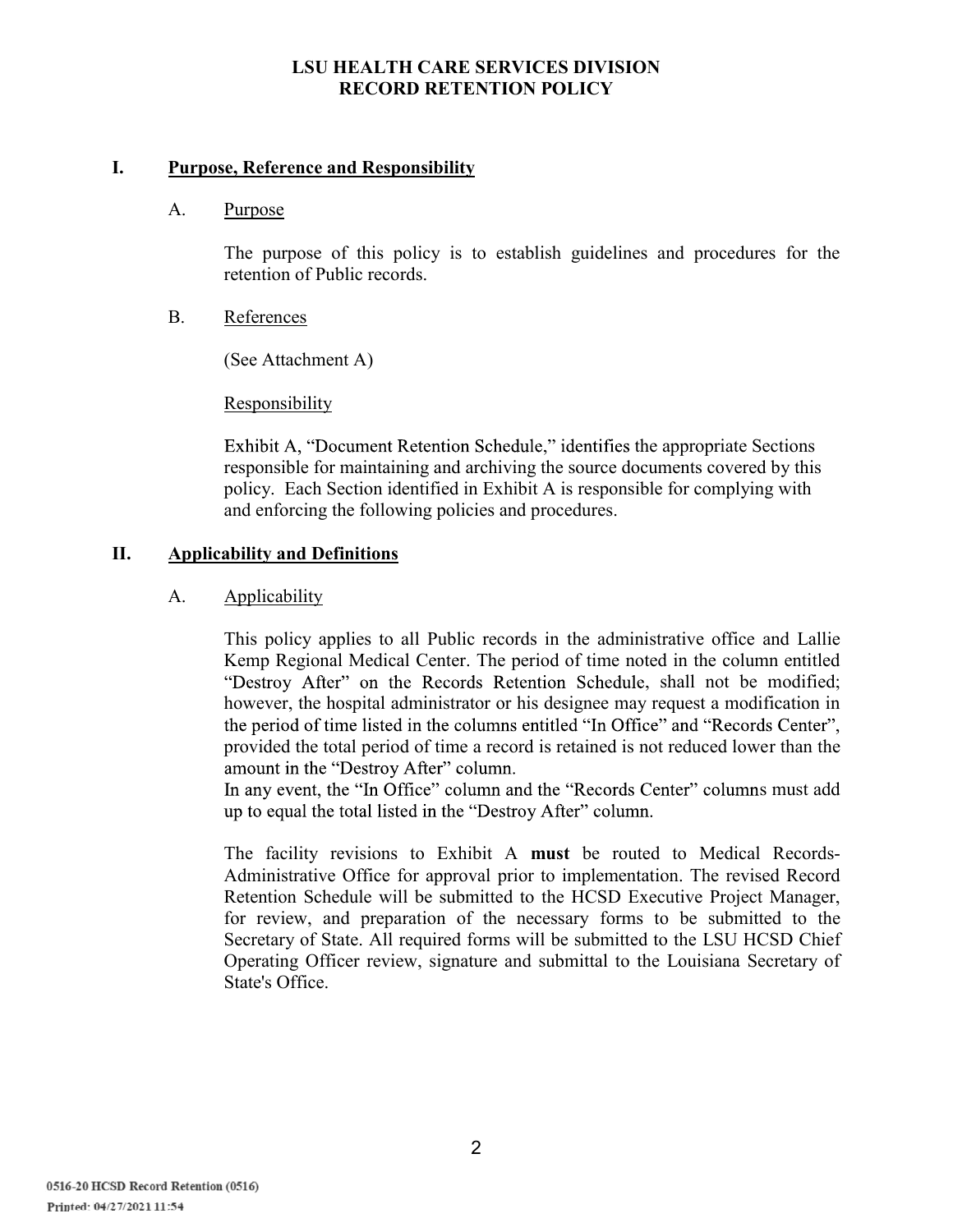**LSU HEALTH CARE SERVICES DIVISION**
**RECORD RETENTION POLICY**

## I. Purpose, Reference and Responsibility

### A. Purpose

The purpose of this policy is to establish guidelines and procedures for the retention of Public records.

### B. References

(See Attachment A)

### Responsibility

Exhibit A, "Document Retention Schedule," identifies the appropriate Sections responsible for maintaining and archiving the source documents covered by this policy. Each Section identified in Exhibit A is responsible for complying with and enforcing the following policies and procedures.

## II. Applicability and Definitions

### A. Applicability

This policy applies to all Public records in the administrative office and Lallie Kemp Regional Medical Center. The period of time noted in the column entitled "Destroy After" on the Records Retention Schedule, shall not be modified; however, the hospital administrator or his designee may request a modification in the period of time listed in the columns entitled "In Office" and "Records Center", provided the total period of time a record is retained is not reduced lower than the amount in the "Destroy After" column.
In any event, the "In Office" column and the "Records Center" columns must add up to equal the total listed in the "Destroy After" column.

The facility revisions to Exhibit A **must** be routed to Medical Records-Administrative Office for approval prior to implementation. The revised Record Retention Schedule will be submitted to the HCSD Executive Project Manager, for review, and preparation of the necessary forms to be submitted to the Secretary of State. All required forms will be submitted to the LSU HCSD Chief Operating Officer review, signature and submittal to the Louisiana Secretary of State's Office.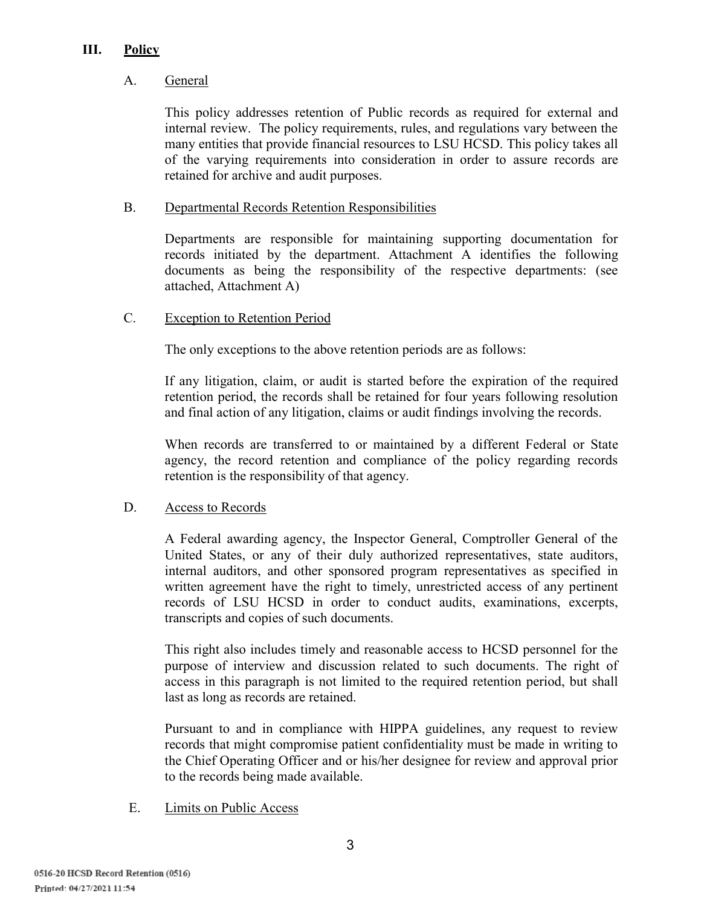## III. Policy

### A. General

This policy addresses retention of Public records as required for external and internal review. The policy requirements, rules, and regulations vary between the many entities that provide financial resources to LSU HCSD. This policy takes all of the varying requirements into consideration in order to assure records are retained for archive and audit purposes.

### B. Departmental Records Retention Responsibilities

Departments are responsible for maintaining supporting documentation for records initiated by the department. Attachment A identifies the following documents as being the responsibility of the respective departments: (see attached, Attachment A)

### C. Exception to Retention Period

The only exceptions to the above retention periods are as follows:

If any litigation, claim, or audit is started before the expiration of the required retention period, the records shall be retained for four years following resolution and final action of any litigation, claims or audit findings involving the records.

When records are transferred to or maintained by a different Federal or State agency, the record retention and compliance of the policy regarding records retention is the responsibility of that agency.

### D. Access to Records

A Federal awarding agency, the Inspector General, Comptroller General of the United States, or any of their duly authorized representatives, state auditors, internal auditors, and other sponsored program representatives as specified in written agreement have the right to timely, unrestricted access of any pertinent records of LSU HCSD in order to conduct audits, examinations, excerpts, transcripts and copies of such documents.

This right also includes timely and reasonable access to HCSD personnel for the purpose of interview and discussion related to such documents. The right of access in this paragraph is not limited to the required retention period, but shall last as long as records are retained.

Pursuant to and in compliance with HIPPA guidelines, any request to review records that might compromise patient confidentiality must be made in writing to the Chief Operating Officer and or his/her designee for review and approval prior to the records being made available.

### E. Limits on Public Access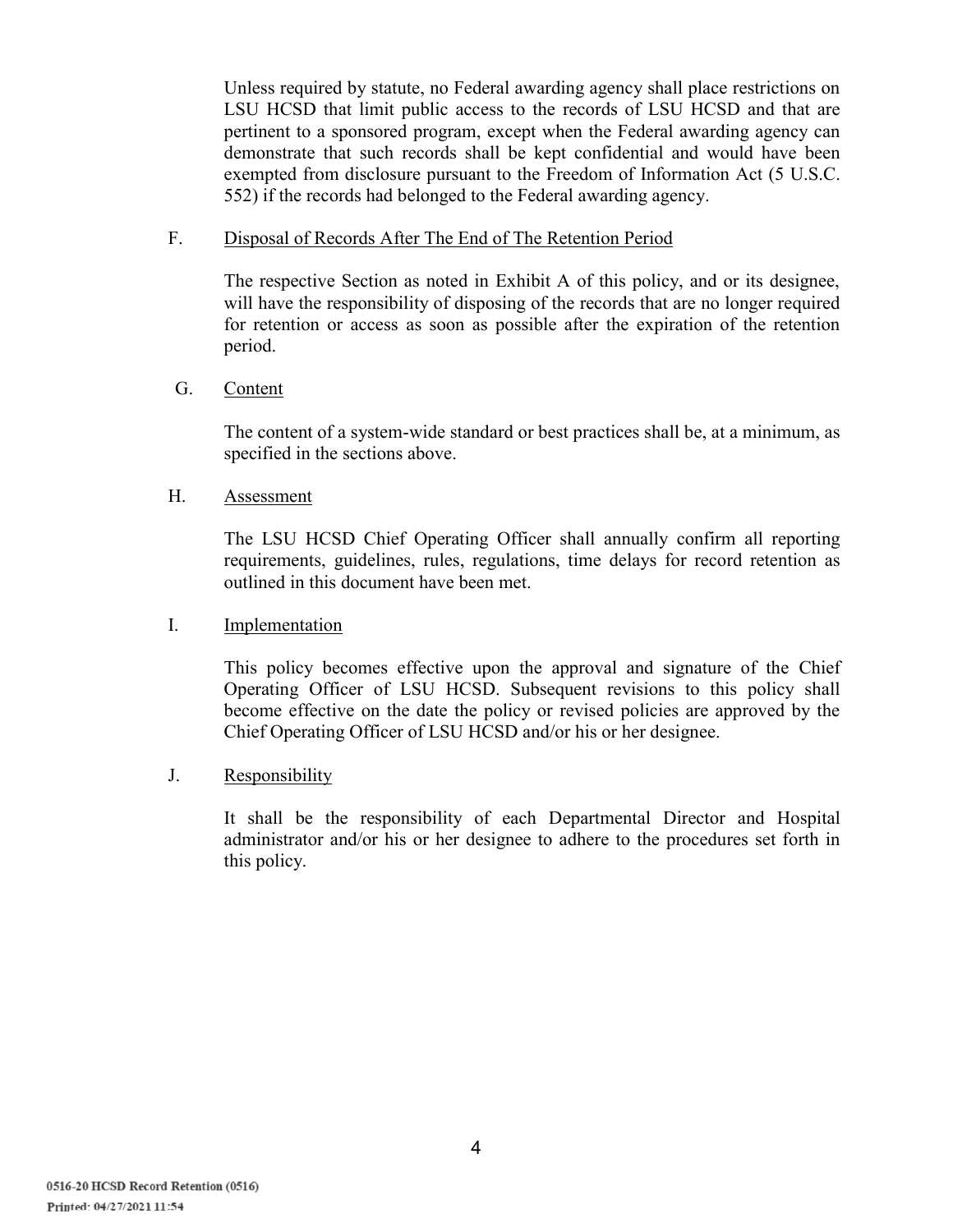Unless required by statute, no Federal awarding agency shall place restrictions on LSU HCSD that limit public access to the records of LSU HCSD and that are pertinent to a sponsored program, except when the Federal awarding agency can demonstrate that such records shall be kept confidential and would have been exempted from disclosure pursuant to the Freedom of Information Act (5 U.S.C. 552) if the records had belonged to the Federal awarding agency.

F. Disposal of Records After The End of The Retention Period

The respective Section as noted in Exhibit A of this policy, and or its designee, will have the responsibility of disposing of the records that are no longer required for retention or access as soon as possible after the expiration of the retention period.

G. Content

The content of a system-wide standard or best practices shall be, at a minimum, as specified in the sections above.

H. Assessment

The LSU HCSD Chief Operating Officer shall annually confirm all reporting requirements, guidelines, rules, regulations, time delays for record retention as outlined in this document have been met.

I. Implementation

This policy becomes effective upon the approval and signature of the Chief Operating Officer of LSU HCSD. Subsequent revisions to this policy shall become effective on the date the policy or revised policies are approved by the Chief Operating Officer of LSU HCSD and/or his or her designee.

J. Responsibility

It shall be the responsibility of each Departmental Director and Hospital administrator and/or his or her designee to adhere to the procedures set forth in this policy.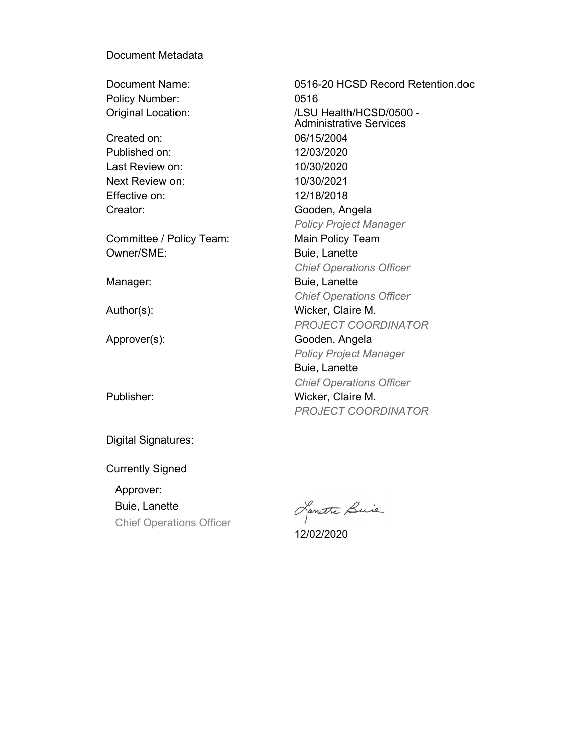Document Metadata

| | |
|---|---|
| Document Name: | 0516-20 HCSD Record Retention.doc |
| Policy Number: | 0516 |
| Original Location: | /LSU Health/HCSD/0500 - Administrative Services |
| Created on: | 06/15/2004 |
| Published on: | 12/03/2020 |
| Last Review on: | 10/30/2020 |
| Next Review on: | 10/30/2021 |
| Effective on: | 12/18/2018 |
| Creator: | Gooden, Angela<br>*Policy Project Manager* |
| Committee / Policy Team: | Main Policy Team |
| Owner/SME: | Buie, Lanette<br>*Chief Operations Officer* |
| Manager: | Buie, Lanette<br>*Chief Operations Officer* |
| Author(s): | Wicker, Claire M.<br>*PROJECT COORDINATOR* |
| Approver(s): | Gooden, Angela<br>*Policy Project Manager*<br>Buie, Lanette<br>*Chief Operations Officer* |
| Publisher: | Wicker, Claire M.<br>*PROJECT COORDINATOR* |

Digital Signatures:

Currently Signed

Approver:
Buie, Lanette
Chief Operations Officer

Lanette Buie

12/02/2020